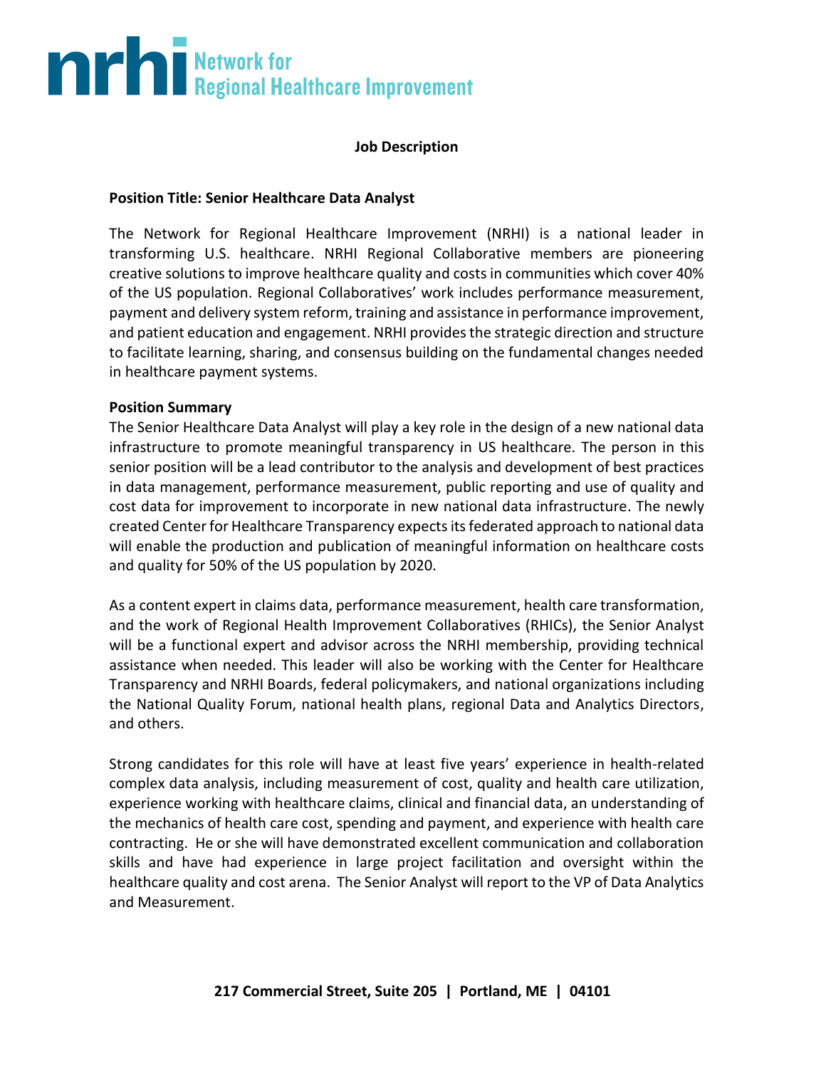**nrhi** Network for Regional Healthcare Improvement

**Job Description**

**Position Title: Senior Healthcare Data Analyst**

The Network for Regional Healthcare Improvement (NRHI) is a national leader in transforming U.S. healthcare. NRHI Regional Collaborative members are pioneering creative solutions to improve healthcare quality and costs in communities which cover 40% of the US population. Regional Collaboratives' work includes performance measurement, payment and delivery system reform, training and assistance in performance improvement, and patient education and engagement. NRHI provides the strategic direction and structure to facilitate learning, sharing, and consensus building on the fundamental changes needed in healthcare payment systems.

**Position Summary**

The Senior Healthcare Data Analyst will play a key role in the design of a new national data infrastructure to promote meaningful transparency in US healthcare. The person in this senior position will be a lead contributor to the analysis and development of best practices in data management, performance measurement, public reporting and use of quality and cost data for improvement to incorporate in new national data infrastructure. The newly created Center for Healthcare Transparency expects its federated approach to national data will enable the production and publication of meaningful information on healthcare costs and quality for 50% of the US population by 2020.

As a content expert in claims data, performance measurement, health care transformation, and the work of Regional Health Improvement Collaboratives (RHICs), the Senior Analyst will be a functional expert and advisor across the NRHI membership, providing technical assistance when needed. This leader will also be working with the Center for Healthcare Transparency and NRHI Boards, federal policymakers, and national organizations including the National Quality Forum, national health plans, regional Data and Analytics Directors, and others.

Strong candidates for this role will have at least five years' experience in health-related complex data analysis, including measurement of cost, quality and health care utilization, experience working with healthcare claims, clinical and financial data, an understanding of the mechanics of health care cost, spending and payment, and experience with health care contracting. He or she will have demonstrated excellent communication and collaboration skills and have had experience in large project facilitation and oversight within the healthcare quality and cost arena. The Senior Analyst will report to the VP of Data Analytics and Measurement.

**217 Commercial Street, Suite 205 | Portland, ME | 04101**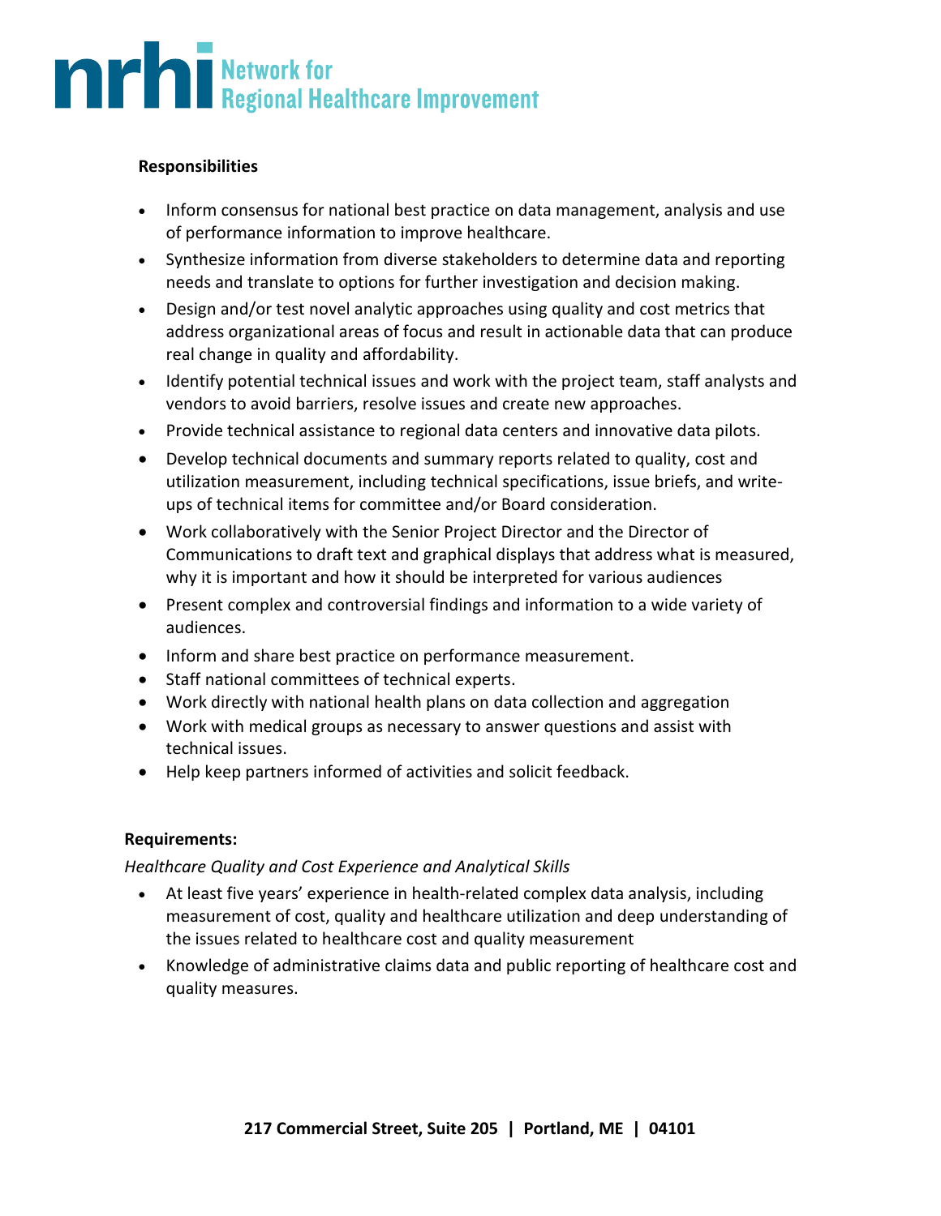**Responsibilities**

- Inform consensus for national best practice on data management, analysis and use of performance information to improve healthcare.
- Synthesize information from diverse stakeholders to determine data and reporting needs and translate to options for further investigation and decision making.
- Design and/or test novel analytic approaches using quality and cost metrics that address organizational areas of focus and result in actionable data that can produce real change in quality and affordability.
- Identify potential technical issues and work with the project team, staff analysts and vendors to avoid barriers, resolve issues and create new approaches.
- Provide technical assistance to regional data centers and innovative data pilots.
- Develop technical documents and summary reports related to quality, cost and utilization measurement, including technical specifications, issue briefs, and write-ups of technical items for committee and/or Board consideration.
- Work collaboratively with the Senior Project Director and the Director of Communications to draft text and graphical displays that address what is measured, why it is important and how it should be interpreted for various audiences
- Present complex and controversial findings and information to a wide variety of audiences.
- Inform and share best practice on performance measurement.
- Staff national committees of technical experts.
- Work directly with national health plans on data collection and aggregation
- Work with medical groups as necessary to answer questions and assist with technical issues.
- Help keep partners informed of activities and solicit feedback.

**Requirements:**

*Healthcare Quality and Cost Experience and Analytical Skills*

- At least five years' experience in health-related complex data analysis, including measurement of cost, quality and healthcare utilization and deep understanding of the issues related to healthcare cost and quality measurement
- Knowledge of administrative claims data and public reporting of healthcare cost and quality measures.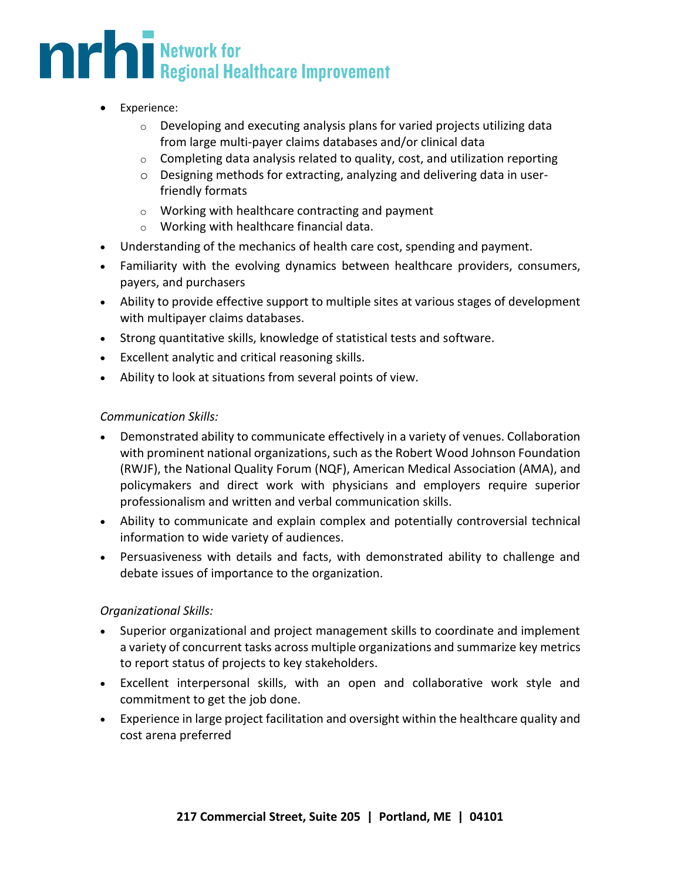- Experience:
  - Developing and executing analysis plans for varied projects utilizing data from large multi-payer claims databases and/or clinical data
  - Completing data analysis related to quality, cost, and utilization reporting
  - Designing methods for extracting, analyzing and delivering data in user-friendly formats
  - Working with healthcare contracting and payment
  - Working with healthcare financial data.
- Understanding of the mechanics of health care cost, spending and payment.
- Familiarity with the evolving dynamics between healthcare providers, consumers, payers, and purchasers
- Ability to provide effective support to multiple sites at various stages of development with multipayer claims databases.
- Strong quantitative skills, knowledge of statistical tests and software.
- Excellent analytic and critical reasoning skills.
- Ability to look at situations from several points of view.

*Communication Skills:*

- Demonstrated ability to communicate effectively in a variety of venues. Collaboration with prominent national organizations, such as the Robert Wood Johnson Foundation (RWJF), the National Quality Forum (NQF), American Medical Association (AMA), and policymakers and direct work with physicians and employers require superior professionalism and written and verbal communication skills.
- Ability to communicate and explain complex and potentially controversial technical information to wide variety of audiences.
- Persuasiveness with details and facts, with demonstrated ability to challenge and debate issues of importance to the organization.

*Organizational Skills:*

- Superior organizational and project management skills to coordinate and implement a variety of concurrent tasks across multiple organizations and summarize key metrics to report status of projects to key stakeholders.
- Excellent interpersonal skills, with an open and collaborative work style and commitment to get the job done.
- Experience in large project facilitation and oversight within the healthcare quality and cost arena preferred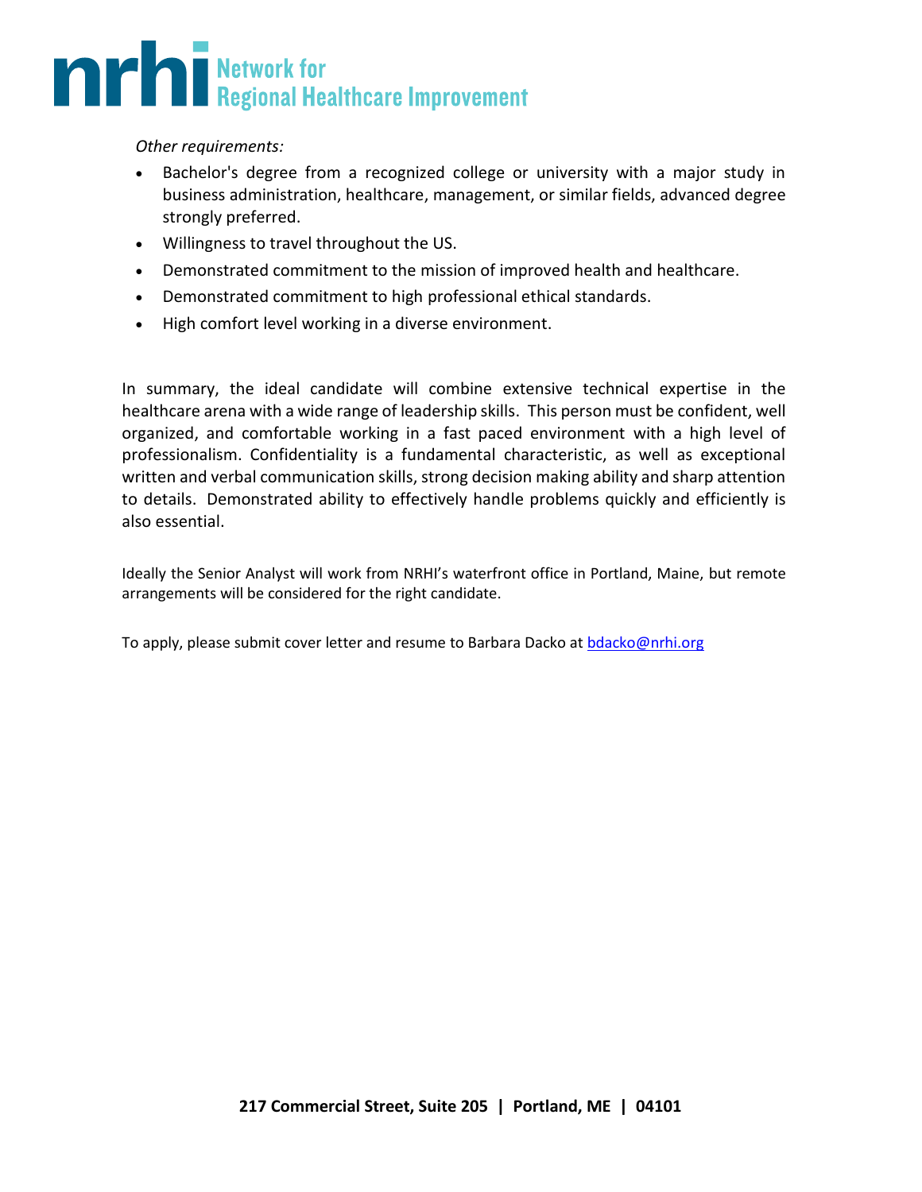*Other requirements:*

- Bachelor's degree from a recognized college or university with a major study in business administration, healthcare, management, or similar fields, advanced degree strongly preferred.
- Willingness to travel throughout the US.
- Demonstrated commitment to the mission of improved health and healthcare.
- Demonstrated commitment to high professional ethical standards.
- High comfort level working in a diverse environment.

In summary, the ideal candidate will combine extensive technical expertise in the healthcare arena with a wide range of leadership skills. This person must be confident, well organized, and comfortable working in a fast paced environment with a high level of professionalism. Confidentiality is a fundamental characteristic, as well as exceptional written and verbal communication skills, strong decision making ability and sharp attention to details. Demonstrated ability to effectively handle problems quickly and efficiently is also essential.

Ideally the Senior Analyst will work from NRHI's waterfront office in Portland, Maine, but remote arrangements will be considered for the right candidate.

To apply, please submit cover letter and resume to Barbara Dacko at bdacko@nrhi.org